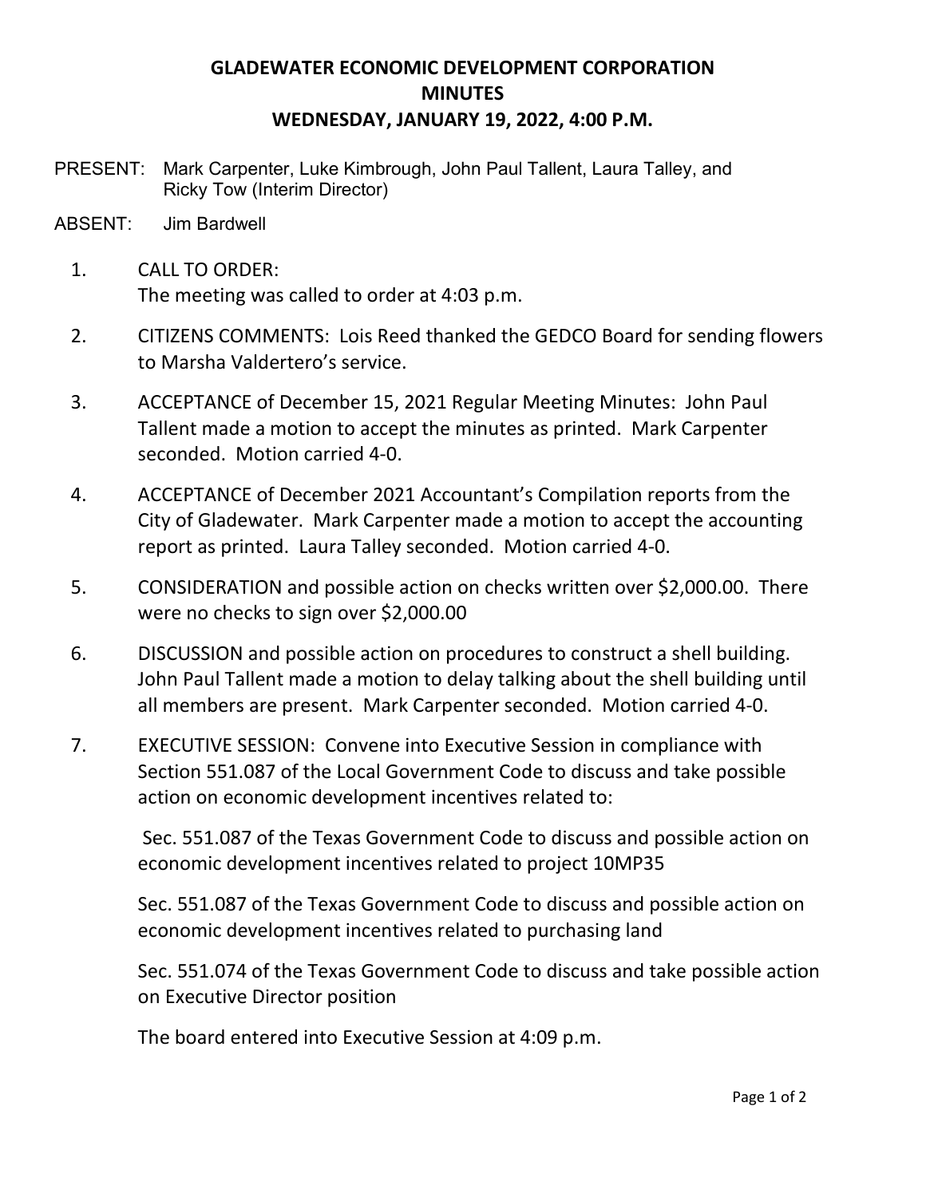# GLADEWATER ECONOMIC DEVELOPMENT CORPORATION
## MINUTES
### WEDNESDAY, JANUARY 19, 2022, 4:00 P.M.

PRESENT: Mark Carpenter, Luke Kimbrough, John Paul Tallent, Laura Talley, and Ricky Tow (Interim Director)

ABSENT: Jim Bardwell

1. CALL TO ORDER:
   The meeting was called to order at 4:03 p.m.

2. CITIZENS COMMENTS: Lois Reed thanked the GEDCO Board for sending flowers to Marsha Valdertero's service.

3. ACCEPTANCE of December 15, 2021 Regular Meeting Minutes: John Paul Tallent made a motion to accept the minutes as printed. Mark Carpenter seconded. Motion carried 4-0.

4. ACCEPTANCE of December 2021 Accountant's Compilation reports from the City of Gladewater. Mark Carpenter made a motion to accept the accounting report as printed. Laura Talley seconded. Motion carried 4-0.

5. CONSIDERATION and possible action on checks written over $2,000.00. There were no checks to sign over $2,000.00

6. DISCUSSION and possible action on procedures to construct a shell building. John Paul Tallent made a motion to delay talking about the shell building until all members are present. Mark Carpenter seconded. Motion carried 4-0.

7. EXECUTIVE SESSION: Convene into Executive Session in compliance with Section 551.087 of the Local Government Code to discuss and take possible action on economic development incentives related to:

   Sec. 551.087 of the Texas Government Code to discuss and possible action on economic development incentives related to project 10MP35

   Sec. 551.087 of the Texas Government Code to discuss and possible action on economic development incentives related to purchasing land

   Sec. 551.074 of the Texas Government Code to discuss and take possible action on Executive Director position

   The board entered into Executive Session at 4:09 p.m.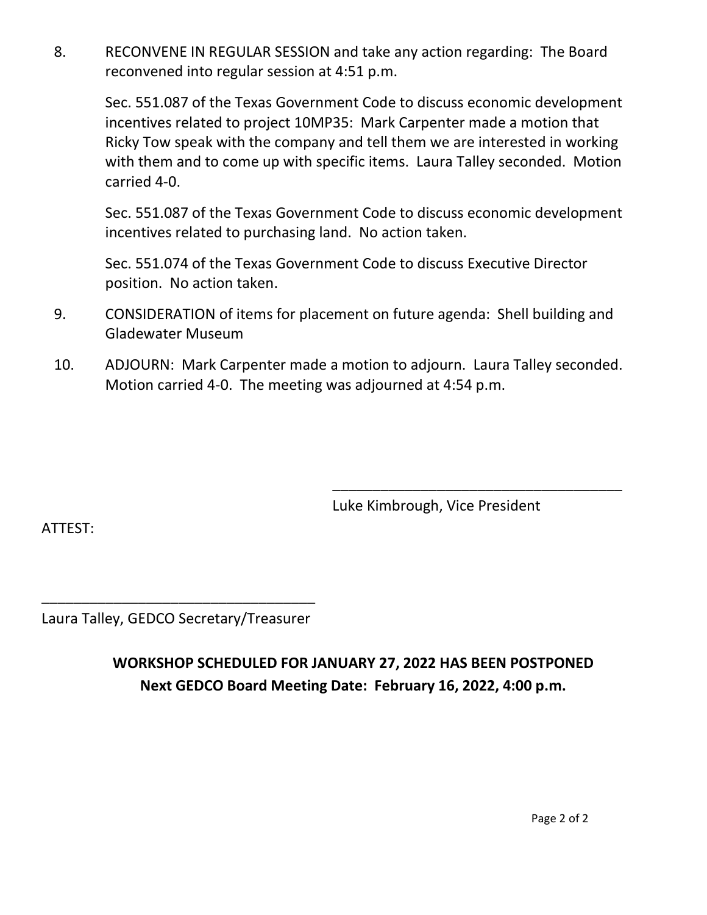8. RECONVENE IN REGULAR SESSION and take any action regarding: The Board reconvened into regular session at 4:51 p.m.

   Sec. 551.087 of the Texas Government Code to discuss economic development incentives related to project 10MP35: Mark Carpenter made a motion that Ricky Tow speak with the company and tell them we are interested in working with them and to come up with specific items. Laura Talley seconded. Motion carried 4-0.

   Sec. 551.087 of the Texas Government Code to discuss economic development incentives related to purchasing land. No action taken.

   Sec. 551.074 of the Texas Government Code to discuss Executive Director position. No action taken.

9. CONSIDERATION of items for placement on future agenda: Shell building and Gladewater Museum

10. ADJOURN: Mark Carpenter made a motion to adjourn. Laura Talley seconded. Motion carried 4-0. The meeting was adjourned at 4:54 p.m.

\_\_\_\_\_\_\_\_\_\_\_\_\_\_\_\_\_\_\_\_\_\_\_\_\_\_\_\_\_\_\_\_\_\_\_\_\_\_
Luke Kimbrough, Vice President

ATTEST:

\_\_\_\_\_\_\_\_\_\_\_\_\_\_\_\_\_\_\_\_\_\_\_\_\_\_\_\_\_\_\_\_\_\_\_\_
Laura Talley, GEDCO Secretary/Treasurer

**WORKSHOP SCHEDULED FOR JANUARY 27, 2022 HAS BEEN POSTPONED**
**Next GEDCO Board Meeting Date: February 16, 2022, 4:00 p.m.**